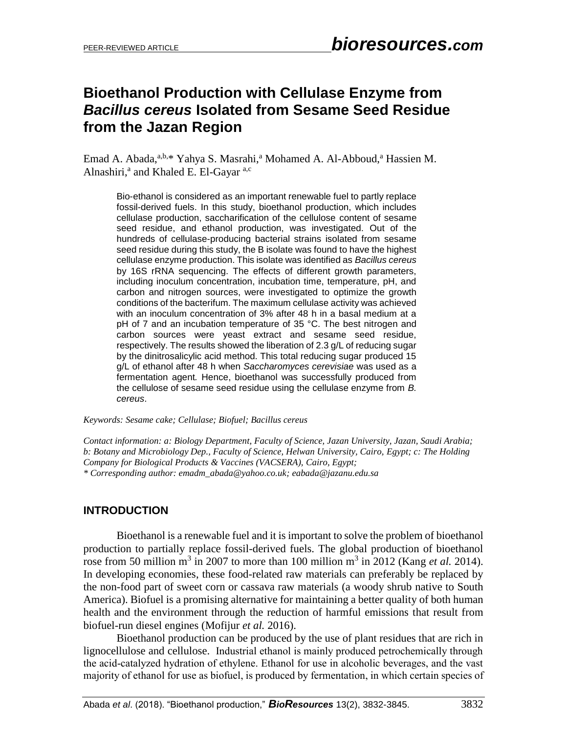# Bioethanol Production with Cellulase Enzyme from *Bacillus cereus* Isolated from Sesame Seed Residue from the Jazan Region

Emad A. Abada,[a,b,*] Yahya S. Masrahi,[a] Mohamed A. Al-Abboud,[a] Hassien M. Alnashiri,[a] and Khaled E. El-Gayar [a,c]

Bio-ethanol is considered as an important renewable fuel to partly replace fossil-derived fuels. In this study, bioethanol production, which includes cellulase production, saccharification of the cellulose content of sesame seed residue, and ethanol production, was investigated. Out of the hundreds of cellulase-producing bacterial strains isolated from sesame seed residue during this study, the B isolate was found to have the highest cellulase enzyme production. This isolate was identified as *Bacillus cereus* by 16S rRNA sequencing. The effects of different growth parameters, including inoculum concentration, incubation time, temperature, pH, and carbon and nitrogen sources, were investigated to optimize the growth conditions of the bacterifum. The maximum cellulase activity was achieved with an inoculum concentration of 3% after 48 h in a basal medium at a pH of 7 and an incubation temperature of 35 °C. The best nitrogen and carbon sources were yeast extract and sesame seed residue, respectively. The results showed the liberation of 2.3 g/L of reducing sugar by the dinitrosalicylic acid method. This total reducing sugar produced 15 g/L of ethanol after 48 h when *Saccharomyces cerevisiae* was used as a fermentation agent. Hence, bioethanol was successfully produced from the cellulose of sesame seed residue using the cellulase enzyme from *B. cereus*.

*Keywords: Sesame cake; Cellulase; Biofuel; Bacillus cereus*

*Contact information: a: Biology Department, Faculty of Science, Jazan University, Jazan, Saudi Arabia; b: Botany and Microbiology Dep., Faculty of Science, Helwan University, Cairo, Egypt; c: The Holding Company for Biological Products & Vaccines (VACSERA), Cairo, Egypt;*
*\* Corresponding author: emadm_abada@yahoo.co.uk; eabada@jazanu.edu.sa*

## INTRODUCTION

Bioethanol is a renewable fuel and it is important to solve the problem of bioethanol production to partially replace fossil-derived fuels. The global production of bioethanol rose from 50 million $m^3$ in 2007 to more than 100 million $m^3$ in 2012 (Kang *et al.* 2014). In developing economies, these food-related raw materials can preferably be replaced by the non-food part of sweet corn or cassava raw materials (a woody shrub native to South America). Biofuel is a promising alternative for maintaining a better quality of both human health and the environment through the reduction of harmful emissions that result from biofuel-run diesel engines (Mofijur *et al.* 2016).

Bioethanol production can be produced by the use of plant residues that are rich in lignocellulose and cellulose. Industrial ethanol is mainly produced petrochemically through the acid-catalyzed hydration of ethylene. Ethanol for use in alcoholic beverages, and the vast majority of ethanol for use as biofuel, is produced by fermentation, in which certain species of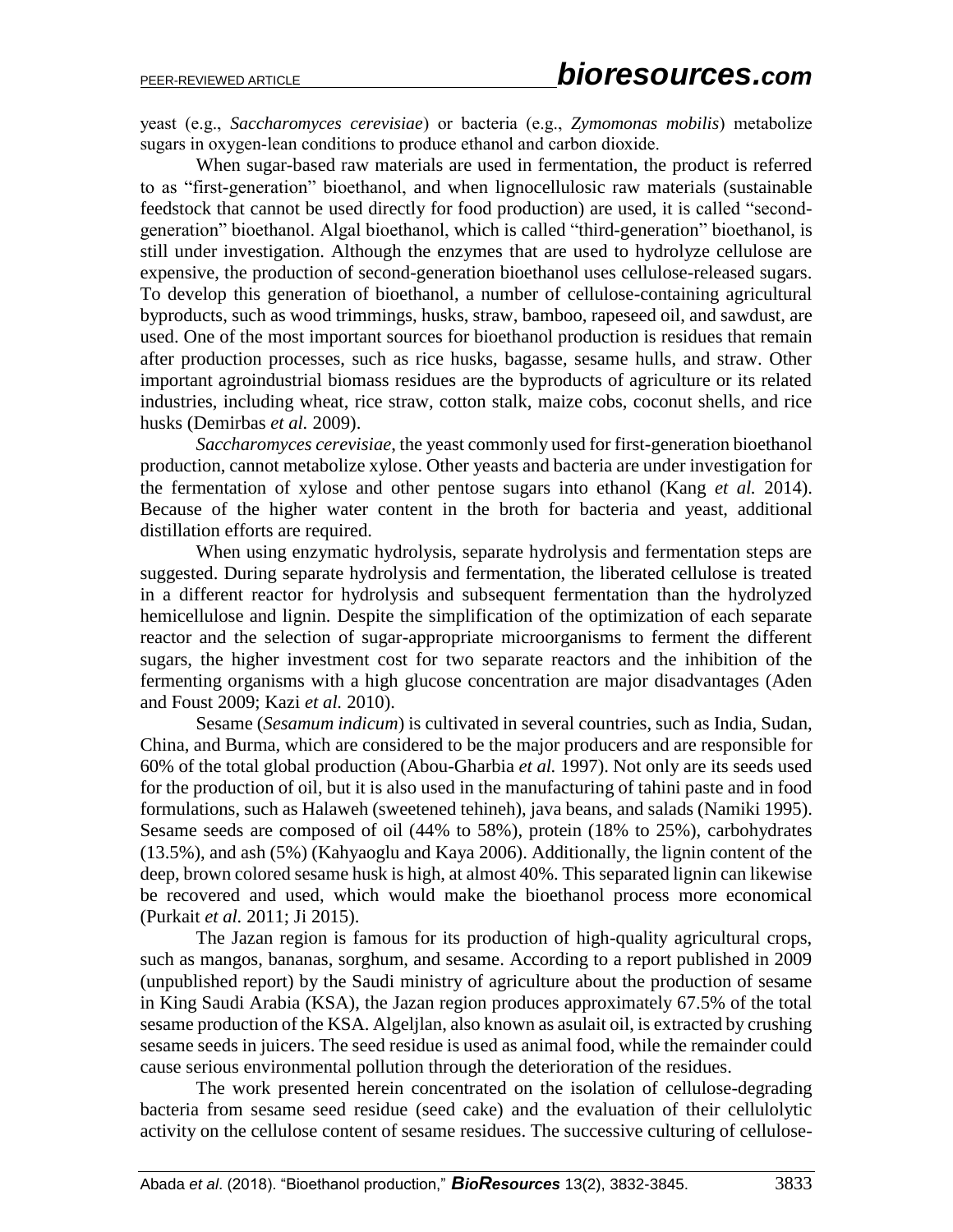yeast (e.g., *Saccharomyces cerevisiae*) or bacteria (e.g., *Zymomonas mobilis*) metabolize sugars in oxygen-lean conditions to produce ethanol and carbon dioxide.

When sugar-based raw materials are used in fermentation, the product is referred to as "first-generation" bioethanol, and when lignocellulosic raw materials (sustainable feedstock that cannot be used directly for food production) are used, it is called "second-generation" bioethanol. Algal bioethanol, which is called "third-generation" bioethanol, is still under investigation. Although the enzymes that are used to hydrolyze cellulose are expensive, the production of second-generation bioethanol uses cellulose-released sugars. To develop this generation of bioethanol, a number of cellulose-containing agricultural byproducts, such as wood trimmings, husks, straw, bamboo, rapeseed oil, and sawdust, are used. One of the most important sources for bioethanol production is residues that remain after production processes, such as rice husks, bagasse, sesame hulls, and straw. Other important agroindustrial biomass residues are the byproducts of agriculture or its related industries, including wheat, rice straw, cotton stalk, maize cobs, coconut shells, and rice husks (Demirbas *et al.* 2009).

*Saccharomyces cerevisiae*, the yeast commonly used for first-generation bioethanol production, cannot metabolize xylose. Other yeasts and bacteria are under investigation for the fermentation of xylose and other pentose sugars into ethanol (Kang *et al.* 2014). Because of the higher water content in the broth for bacteria and yeast, additional distillation efforts are required.

When using enzymatic hydrolysis, separate hydrolysis and fermentation steps are suggested. During separate hydrolysis and fermentation, the liberated cellulose is treated in a different reactor for hydrolysis and subsequent fermentation than the hydrolyzed hemicellulose and lignin. Despite the simplification of the optimization of each separate reactor and the selection of sugar-appropriate microorganisms to ferment the different sugars, the higher investment cost for two separate reactors and the inhibition of the fermenting organisms with a high glucose concentration are major disadvantages (Aden and Foust 2009; Kazi *et al.* 2010).

Sesame (*Sesamum indicum*) is cultivated in several countries, such as India, Sudan, China, and Burma, which are considered to be the major producers and are responsible for 60% of the total global production (Abou-Gharbia *et al.* 1997). Not only are its seeds used for the production of oil, but it is also used in the manufacturing of tahini paste and in food formulations, such as Halaweh (sweetened tehineh), java beans, and salads (Namiki 1995). Sesame seeds are composed of oil (44% to 58%), protein (18% to 25%), carbohydrates (13.5%), and ash (5%) (Kahyaoglu and Kaya 2006). Additionally, the lignin content of the deep, brown colored sesame husk is high, at almost 40%. This separated lignin can likewise be recovered and used, which would make the bioethanol process more economical (Purkait *et al.* 2011; Ji 2015).

The Jazan region is famous for its production of high-quality agricultural crops, such as mangos, bananas, sorghum, and sesame. According to a report published in 2009 (unpublished report) by the Saudi ministry of agriculture about the production of sesame in King Saudi Arabia (KSA), the Jazan region produces approximately 67.5% of the total sesame production of the KSA. Algeljlan, also known as asulait oil, is extracted by crushing sesame seeds in juicers. The seed residue is used as animal food, while the remainder could cause serious environmental pollution through the deterioration of the residues.

The work presented herein concentrated on the isolation of cellulose-degrading bacteria from sesame seed residue (seed cake) and the evaluation of their cellulolytic activity on the cellulose content of sesame residues. The successive culturing of cellulose-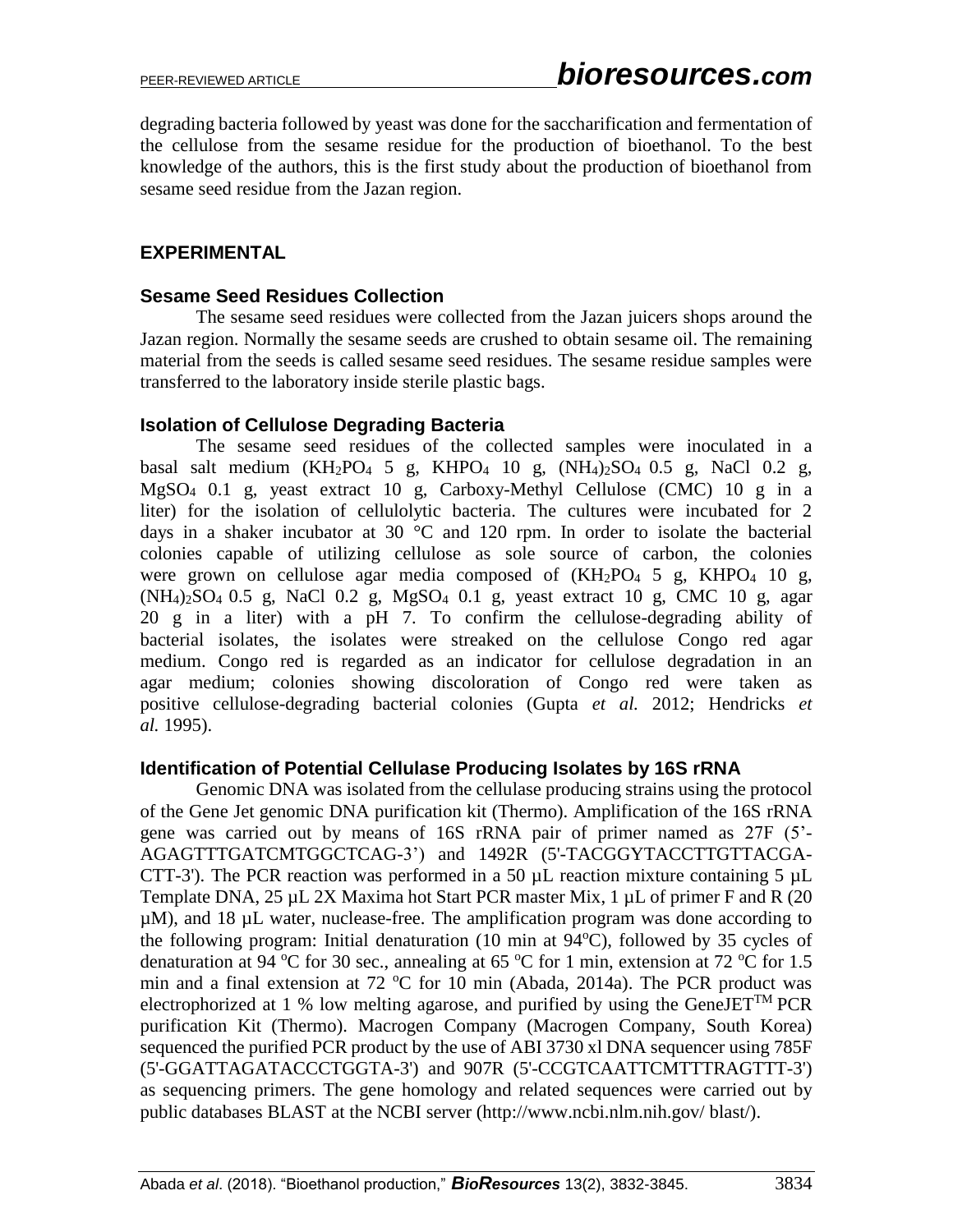degrading bacteria followed by yeast was done for the saccharification and fermentation of the cellulose from the sesame residue for the production of bioethanol. To the best knowledge of the authors, this is the first study about the production of bioethanol from sesame seed residue from the Jazan region.

## EXPERIMENTAL

### Sesame Seed Residues Collection

The sesame seed residues were collected from the Jazan juicers shops around the Jazan region. Normally the sesame seeds are crushed to obtain sesame oil. The remaining material from the seeds is called sesame seed residues. The sesame residue samples were transferred to the laboratory inside sterile plastic bags.

### Isolation of Cellulose Degrading Bacteria

The sesame seed residues of the collected samples were inoculated in a basal salt medium ($KH_2PO_4$ 5 g, $KHPO_4$ 10 g, $(NH_4)_2SO_4$ 0.5 g, NaCl 0.2 g, $MgSO_4$ 0.1 g, yeast extract 10 g, Carboxy-Methyl Cellulose (CMC) 10 g in a liter) for the isolation of cellulolytic bacteria. The cultures were incubated for 2 days in a shaker incubator at 30 °C and 120 rpm. In order to isolate the bacterial colonies capable of utilizing cellulose as sole source of carbon, the colonies were grown on cellulose agar media composed of ($KH_2PO_4$ 5 g, $KHPO_4$ 10 g, $(NH_4)_2SO_4$ 0.5 g, NaCl 0.2 g, $MgSO_4$ 0.1 g, yeast extract 10 g, CMC 10 g, agar 20 g in a liter) with a pH 7. To confirm the cellulose-degrading ability of bacterial isolates, the isolates were streaked on the cellulose Congo red agar medium. Congo red is regarded as an indicator for cellulose degradation in an agar medium; colonies showing discoloration of Congo red were taken as positive cellulose-degrading bacterial colonies (Gupta *et al.* 2012; Hendricks *et al.* 1995).

### Identification of Potential Cellulase Producing Isolates by 16S rRNA

Genomic DNA was isolated from the cellulase producing strains using the protocol of the Gene Jet genomic DNA purification kit (Thermo). Amplification of the 16S rRNA gene was carried out by means of 16S rRNA pair of primer named as 27F (5'-AGAGTTTGATCMTGGCTCAG-3') and 1492R (5'-TACGGYTACCTTGTTACGA-CTT-3'). The PCR reaction was performed in a 50 µL reaction mixture containing 5 µL Template DNA, 25 µL 2X Maxima hot Start PCR master Mix, 1 µL of primer F and R (20 µM), and 18 µL water, nuclease-free. The amplification program was done according to the following program: Initial denaturation (10 min at 94 °C), followed by 35 cycles of denaturation at 94 °C for 30 sec., annealing at 65 °C for 1 min, extension at 72 °C for 1.5 min and a final extension at 72 °C for 10 min (Abada, 2014a). The PCR product was electrophorized at 1 % low melting agarose, and purified by using the GeneJET™ PCR purification Kit (Thermo). Macrogen Company (Macrogen Company, South Korea) sequenced the purified PCR product by the use of ABI 3730 xl DNA sequencer using 785F (5'-GGATTAGATACCCTGGTA-3') and 907R (5'-CCGTCAATTCMTTTRAGTTT-3') as sequencing primers. The gene homology and related sequences were carried out by public databases BLAST at the NCBI server (http://www.ncbi.nlm.nih.gov/ blast/).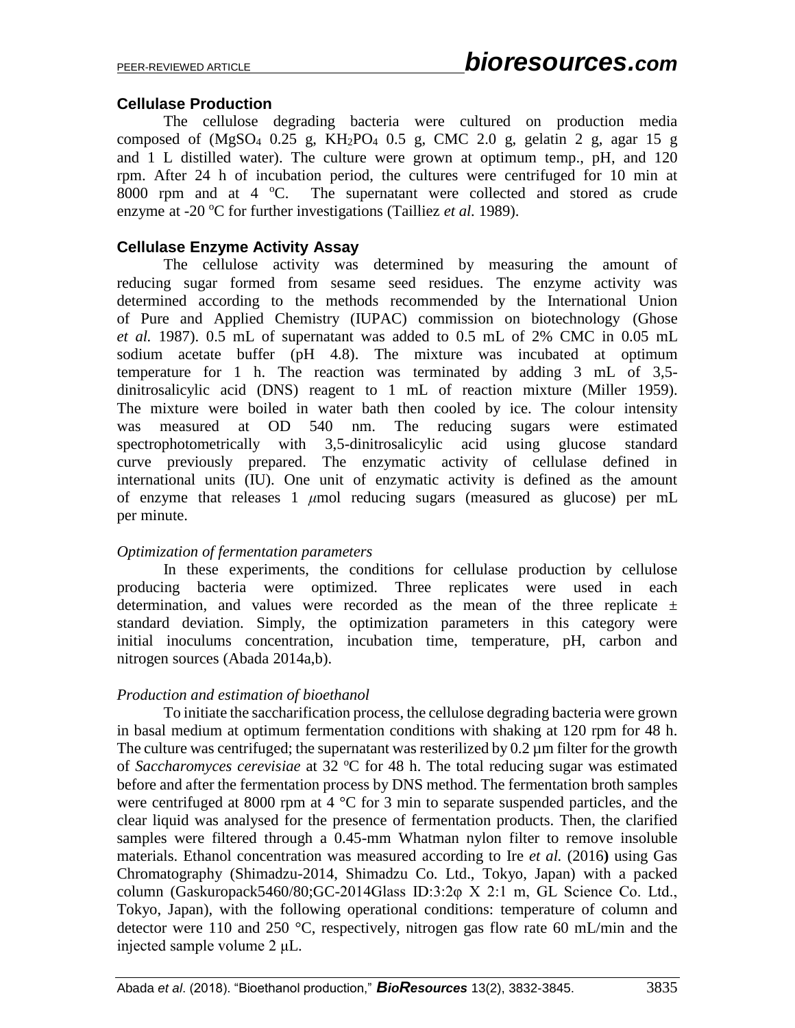## Cellulase Production

The cellulose degrading bacteria were cultured on production media composed of ($MgSO_4$ 0.25 g, $KH_2PO_4$ 0.5 g, CMC 2.0 g, gelatin 2 g, agar 15 g and 1 L distilled water). The culture were grown at optimum temp., pH, and 120 rpm. After 24 h of incubation period, the cultures were centrifuged for 10 min at 8000 rpm and at 4 °C. The supernatant were collected and stored as crude enzyme at -20 °C for further investigations (Tailliez *et al.* 1989).

## Cellulase Enzyme Activity Assay

The cellulose activity was determined by measuring the amount of reducing sugar formed from sesame seed residues. The enzyme activity was determined according to the methods recommended by the International Union of Pure and Applied Chemistry (IUPAC) commission on biotechnology (Ghose *et al.* 1987). 0.5 mL of supernatant was added to 0.5 mL of 2% CMC in 0.05 mL sodium acetate buffer (pH 4.8). The mixture was incubated at optimum temperature for 1 h. The reaction was terminated by adding 3 mL of 3,5-dinitrosalicylic acid (DNS) reagent to 1 mL of reaction mixture (Miller 1959). The mixture were boiled in water bath then cooled by ice. The colour intensity was measured at OD 540 nm. The reducing sugars were estimated spectrophotometrically with 3,5-dinitrosalicylic acid using glucose standard curve previously prepared. The enzymatic activity of cellulase defined in international units (IU). One unit of enzymatic activity is defined as the amount of enzyme that releases 1 $\mu$mol reducing sugars (measured as glucose) per mL per minute.

### *Optimization of fermentation parameters*

In these experiments, the conditions for cellulase production by cellulose producing bacteria were optimized. Three replicates were used in each determination, and values were recorded as the mean of the three replicate ± standard deviation. Simply, the optimization parameters in this category were initial inoculums concentration, incubation time, temperature, pH, carbon and nitrogen sources (Abada 2014a,b).

### *Production and estimation of bioethanol*

To initiate the saccharification process, the cellulose degrading bacteria were grown in basal medium at optimum fermentation conditions with shaking at 120 rpm for 48 h. The culture was centrifuged; the supernatant was resterilized by 0.2 µm filter for the growth of *Saccharomyces cerevisiae* at 32 °C for 48 h. The total reducing sugar was estimated before and after the fermentation process by DNS method. The fermentation broth samples were centrifuged at 8000 rpm at 4 °C for 3 min to separate suspended particles, and the clear liquid was analysed for the presence of fermentation products. Then, the clarified samples were filtered through a 0.45-mm Whatman nylon filter to remove insoluble materials. Ethanol concentration was measured according to Ire *et al.* (2016) using Gas Chromatography (Shimadzu-2014, Shimadzu Co. Ltd., Tokyo, Japan) with a packed column (Gaskuropack5460/80;GC-2014Glass ID:3:2φ X 2:1 m, GL Science Co. Ltd., Tokyo, Japan), with the following operational conditions: temperature of column and detector were 110 and 250 °C, respectively, nitrogen gas flow rate 60 mL/min and the injected sample volume 2 μL.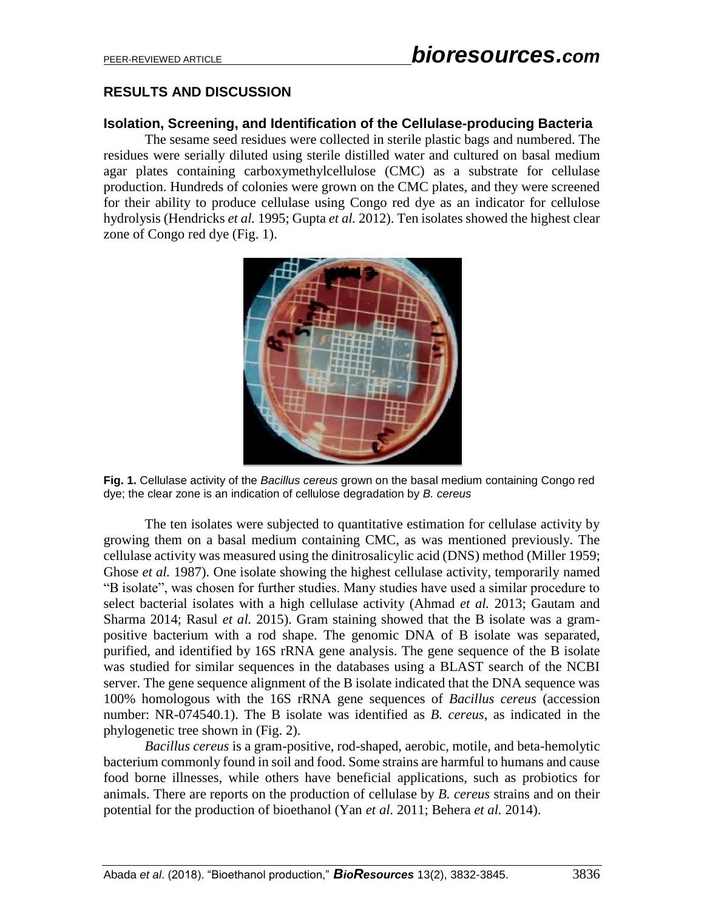## RESULTS AND DISCUSSION

### Isolation, Screening, and Identification of the Cellulase-producing Bacteria

The sesame seed residues were collected in sterile plastic bags and numbered. The residues were serially diluted using sterile distilled water and cultured on basal medium agar plates containing carboxymethylcellulose (CMC) as a substrate for cellulase production. Hundreds of colonies were grown on the CMC plates, and they were screened for their ability to produce cellulase using Congo red dye as an indicator for cellulose hydrolysis (Hendricks *et al.* 1995; Gupta *et al.* 2012). Ten isolates showed the highest clear zone of Congo red dye (Fig. 1).

**Fig. 1.** Cellulase activity of the *Bacillus cereus* grown on the basal medium containing Congo red dye; the clear zone is an indication of cellulose degradation by *B. cereus*

The ten isolates were subjected to quantitative estimation for cellulase activity by growing them on a basal medium containing CMC, as was mentioned previously. The cellulase activity was measured using the dinitrosalicylic acid (DNS) method (Miller 1959; Ghose *et al.* 1987). One isolate showing the highest cellulase activity, temporarily named "B isolate", was chosen for further studies. Many studies have used a similar procedure to select bacterial isolates with a high cellulase activity (Ahmad *et al.* 2013; Gautam and Sharma 2014; Rasul *et al.* 2015). Gram staining showed that the B isolate was a gram-positive bacterium with a rod shape. The genomic DNA of B isolate was separated, purified, and identified by 16S rRNA gene analysis. The gene sequence of the B isolate was studied for similar sequences in the databases using a BLAST search of the NCBI server. The gene sequence alignment of the B isolate indicated that the DNA sequence was 100% homologous with the 16S rRNA gene sequences of *Bacillus cereus* (accession number: NR-074540.1). The B isolate was identified as *B. cereus*, as indicated in the phylogenetic tree shown in (Fig. 2).

*Bacillus cereus* is a gram-positive, rod-shaped, aerobic, motile, and beta-hemolytic bacterium commonly found in soil and food. Some strains are harmful to humans and cause food borne illnesses, while others have beneficial applications, such as probiotics for animals. There are reports on the production of cellulase by *B. cereus* strains and on their potential for the production of bioethanol (Yan *et al.* 2011; Behera *et al.* 2014).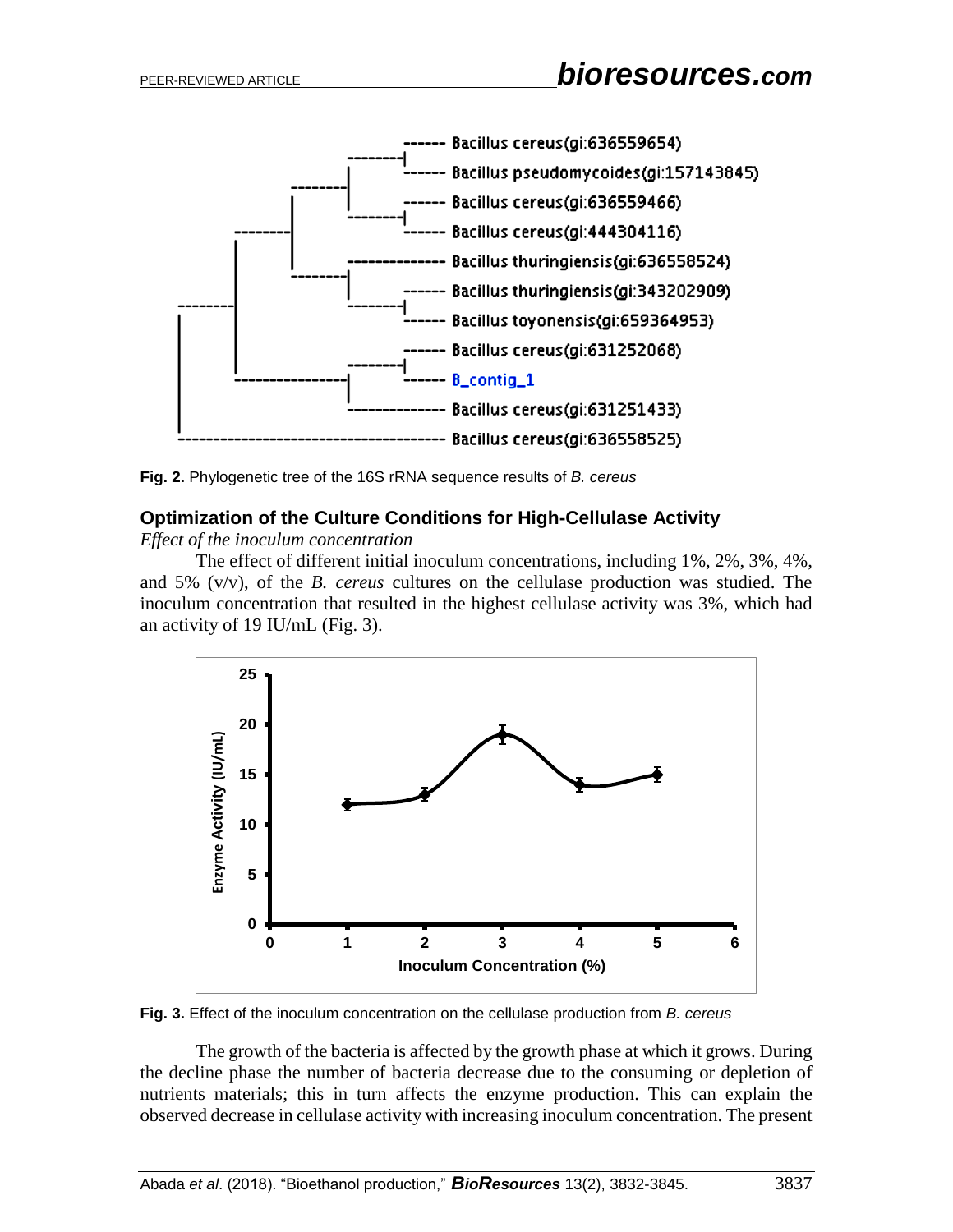Bacillus cereus(gi:636559654)
Bacillus pseudomycoides(gi:157143845)
Bacillus cereus(gi:636559466)
Bacillus cereus(gi:444304116)
Bacillus thuringiensis(gi:636558524)
Bacillus thuringiensis(gi:343202909)
Bacillus toyonensis(gi:659364953)
Bacillus cereus(gi:631252068)
B_contig_1
Bacillus cereus(gi:631251433)
Bacillus cereus(gi:636558525)

**Fig. 2.** Phylogenetic tree of the 16S rRNA sequence results of *B. cereus*

## Optimization of the Culture Conditions for High-Cellulase Activity

*Effect of the inoculum concentration*

The effect of different initial inoculum concentrations, including 1%, 2%, 3%, 4%, and 5% (v/v), of the *B. cereus* cultures on the cellulase production was studied. The inoculum concentration that resulted in the highest cellulase activity was 3%, which had an activity of 19 IU/mL (Fig. 3).

Enzyme Activity (IU/mL)
0
5
10
15
20
25
0
1
2
3
4
5
6
Inoculum Concentration (%)

**Fig. 3.** Effect of the inoculum concentration on the cellulase production from *B. cereus*

The growth of the bacteria is affected by the growth phase at which it grows. During the decline phase the number of bacteria decrease due to the consuming or depletion of nutrients materials; this in turn affects the enzyme production. This can explain the observed decrease in cellulase activity with increasing inoculum concentration. The present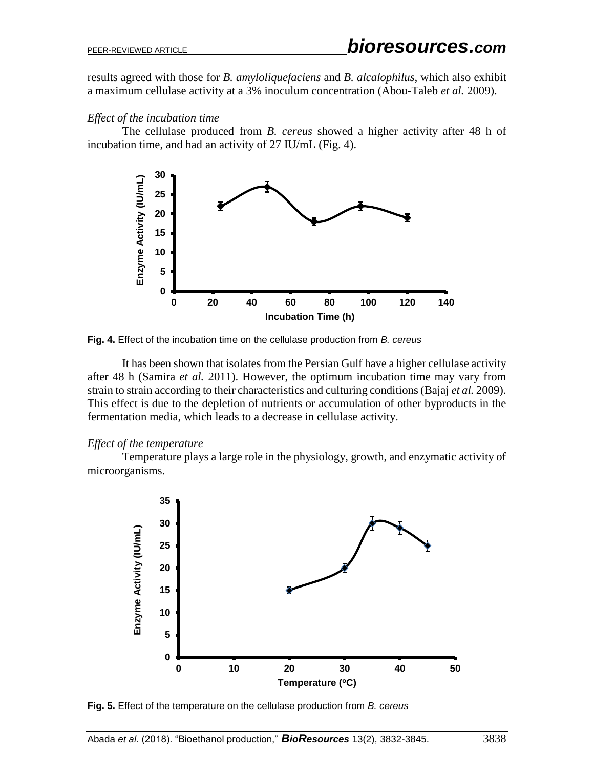results agreed with those for *B. amyloliquefaciens* and *B. alcalophilus*, which also exhibit a maximum cellulase activity at a 3% inoculum concentration (Abou-Taleb *et al.* 2009).

*Effect of the incubation time*

The cellulase produced from *B. cereus* showed a higher activity after 48 h of incubation time, and had an activity of 27 IU/mL (Fig. 4).

Enzyme Activity (IU/mL)
30
25
20
15
10
5
0
0 20 40 60 80 100 120 140
Incubation Time (h)

**Fig. 4.** Effect of the incubation time on the cellulase production from *B. cereus*

It has been shown that isolates from the Persian Gulf have a higher cellulase activity after 48 h (Samira *et al.* 2011). However, the optimum incubation time may vary from strain to strain according to their characteristics and culturing conditions (Bajaj *et al.* 2009). This effect is due to the depletion of nutrients or accumulation of other byproducts in the fermentation media, which leads to a decrease in cellulase activity.

*Effect of the temperature*

Temperature plays a large role in the physiology, growth, and enzymatic activity of microorganisms.

Enzyme Activity (IU/mL)
35
30
25
20
15
10
5
0
0 10 20 30 40 50
Temperature (°C)

**Fig. 5.** Effect of the temperature on the cellulase production from *B. cereus*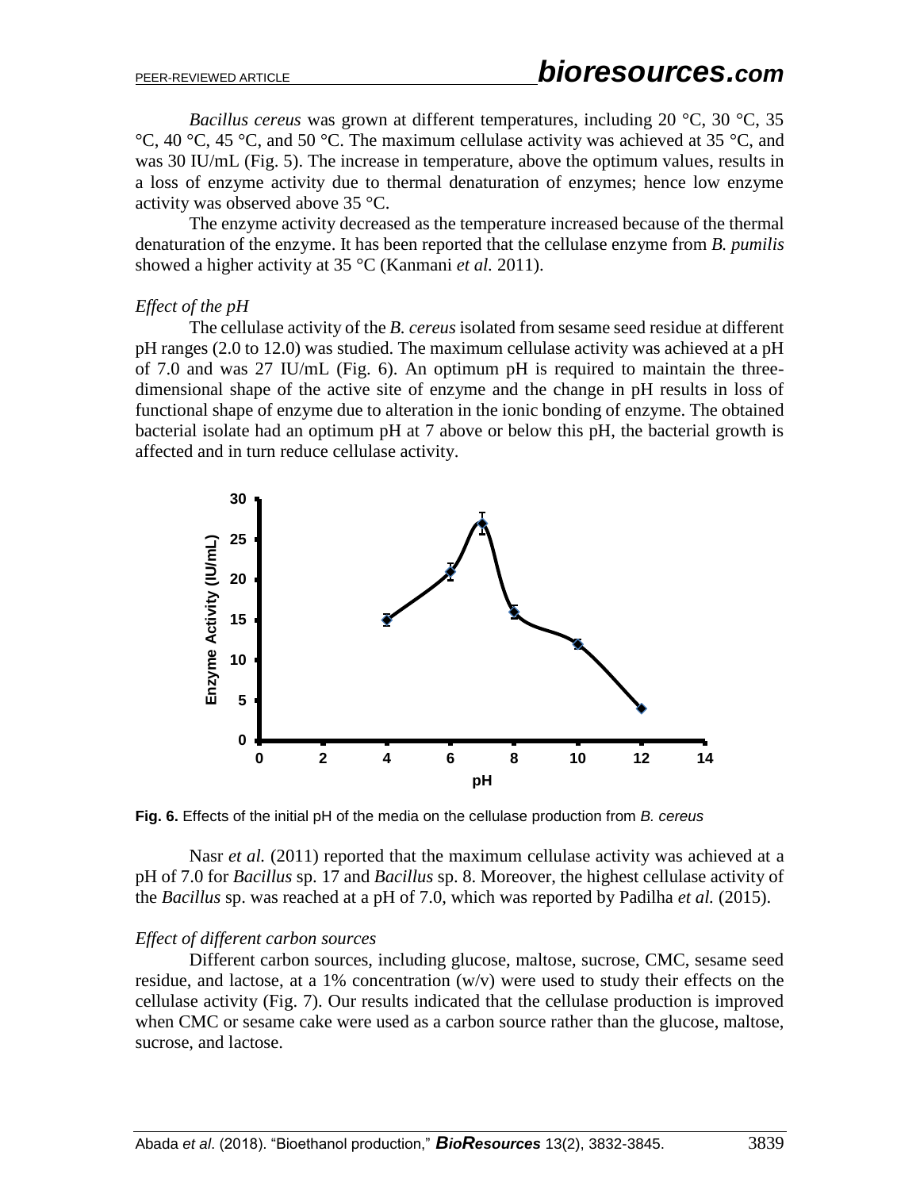*Bacillus cereus* was grown at different temperatures, including 20 °C, 30 °C, 35 °C, 40 °C, 45 °C, and 50 °C. The maximum cellulase activity was achieved at 35 °C, and was 30 IU/mL (Fig. 5). The increase in temperature, above the optimum values, results in a loss of enzyme activity due to thermal denaturation of enzymes; hence low enzyme activity was observed above 35 °C.

The enzyme activity decreased as the temperature increased because of the thermal denaturation of the enzyme. It has been reported that the cellulase enzyme from *B. pumilis* showed a higher activity at 35 °C (Kanmani *et al.* 2011).

### *Effect of the pH*

The cellulase activity of the *B. cereus* isolated from sesame seed residue at different pH ranges (2.0 to 12.0) was studied. The maximum cellulase activity was achieved at a pH of 7.0 and was 27 IU/mL (Fig. 6). An optimum pH is required to maintain the three-dimensional shape of the active site of enzyme and the change in pH results in loss of functional shape of enzyme due to alteration in the ionic bonding of enzyme. The obtained bacterial isolate had an optimum pH at 7 above or below this pH, the bacterial growth is affected and in turn reduce cellulase activity.

Enzyme Activity (IU/mL)
30
25
20
15
10
5
0
0 2 4 6 8 10 12 14
pH

**Fig. 6.** Effects of the initial pH of the media on the cellulase production from *B. cereus*

Nasr *et al.* (2011) reported that the maximum cellulase activity was achieved at a pH of 7.0 for *Bacillus* sp. 17 and *Bacillus* sp. 8. Moreover, the highest cellulase activity of the *Bacillus* sp. was reached at a pH of 7.0, which was reported by Padilha *et al.* (2015).

### *Effect of different carbon sources*

Different carbon sources, including glucose, maltose, sucrose, CMC, sesame seed residue, and lactose, at a 1% concentration (w/v) were used to study their effects on the cellulase activity (Fig. 7). Our results indicated that the cellulase production is improved when CMC or sesame cake were used as a carbon source rather than the glucose, maltose, sucrose, and lactose.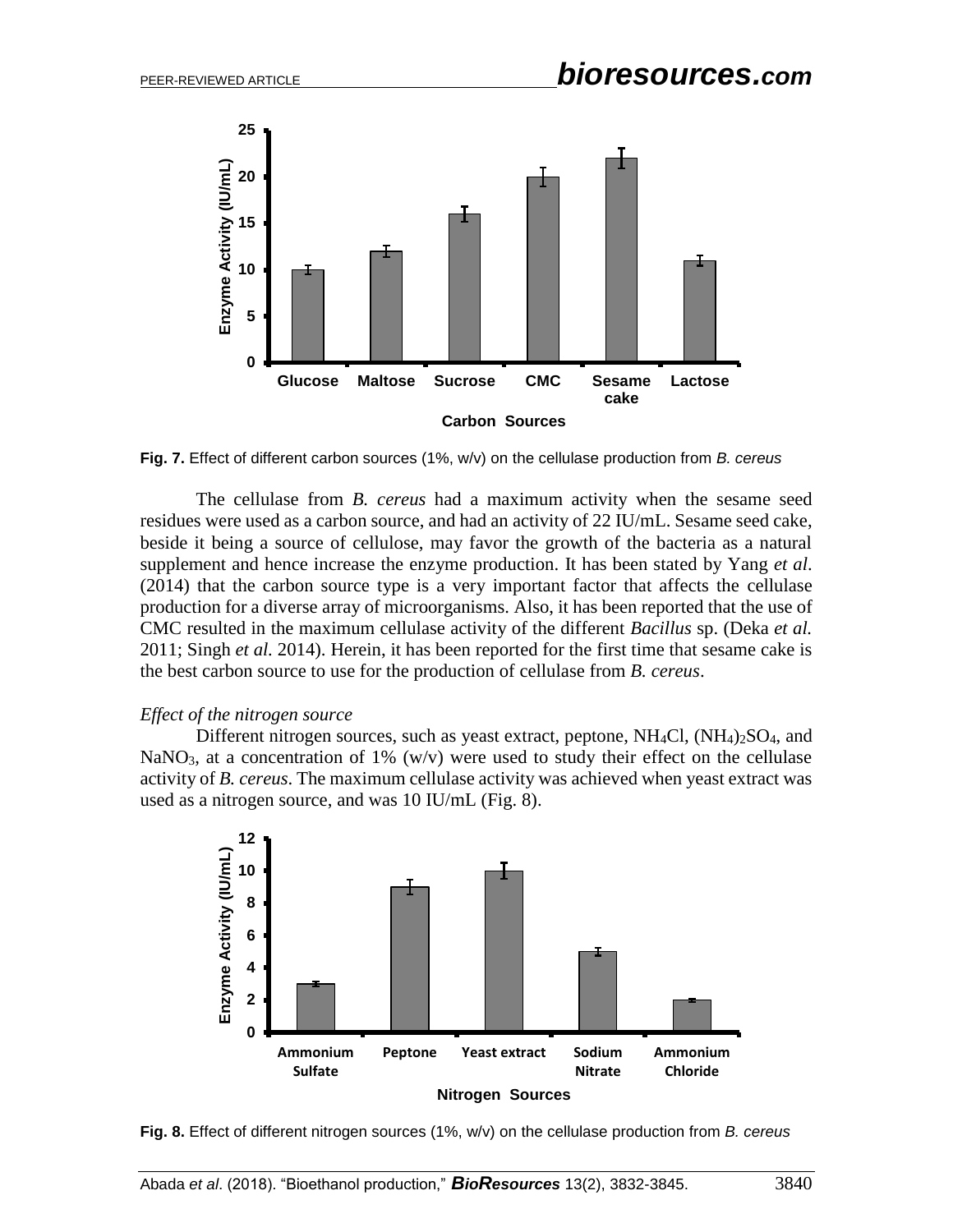25
20
15
10
5
0

Enzyme Activity (IU/mL)

Glucose
Maltose
Sucrose
CMC
Sesame cake
Lactose

Carbon Sources

**Fig. 7.** Effect of different carbon sources (1%, w/v) on the cellulase production from *B. cereus*

The cellulase from *B. cereus* had a maximum activity when the sesame seed residues were used as a carbon source, and had an activity of 22 IU/mL. Sesame seed cake, beside it being a source of cellulose, may favor the growth of the bacteria as a natural supplement and hence increase the enzyme production. It has been stated by Yang *et al*. (2014) that the carbon source type is a very important factor that affects the cellulase production for a diverse array of microorganisms. Also, it has been reported that the use of CMC resulted in the maximum cellulase activity of the different *Bacillus* sp. (Deka *et al.* 2011; Singh *et al.* 2014). Herein, it has been reported for the first time that sesame cake is the best carbon source to use for the production of cellulase from *B. cereus*.

*Effect of the nitrogen source*

Different nitrogen sources, such as yeast extract, peptone, $NH_4Cl$, $(NH_4)_2SO_4$, and $NaNO_3$, at a concentration of 1% (w/v) were used to study their effect on the cellulase activity of *B. cereus*. The maximum cellulase activity was achieved when yeast extract was used as a nitrogen source, and was 10 IU/mL (Fig. 8).

12
10
8
6
4
2
0

Enzyme Activity (IU/mL)

Ammonium Sulfate
Peptone
Yeast extract
Sodium Nitrate
Ammonium Chloride

Nitrogen Sources

**Fig. 8.** Effect of different nitrogen sources (1%, w/v) on the cellulase production from *B. cereus*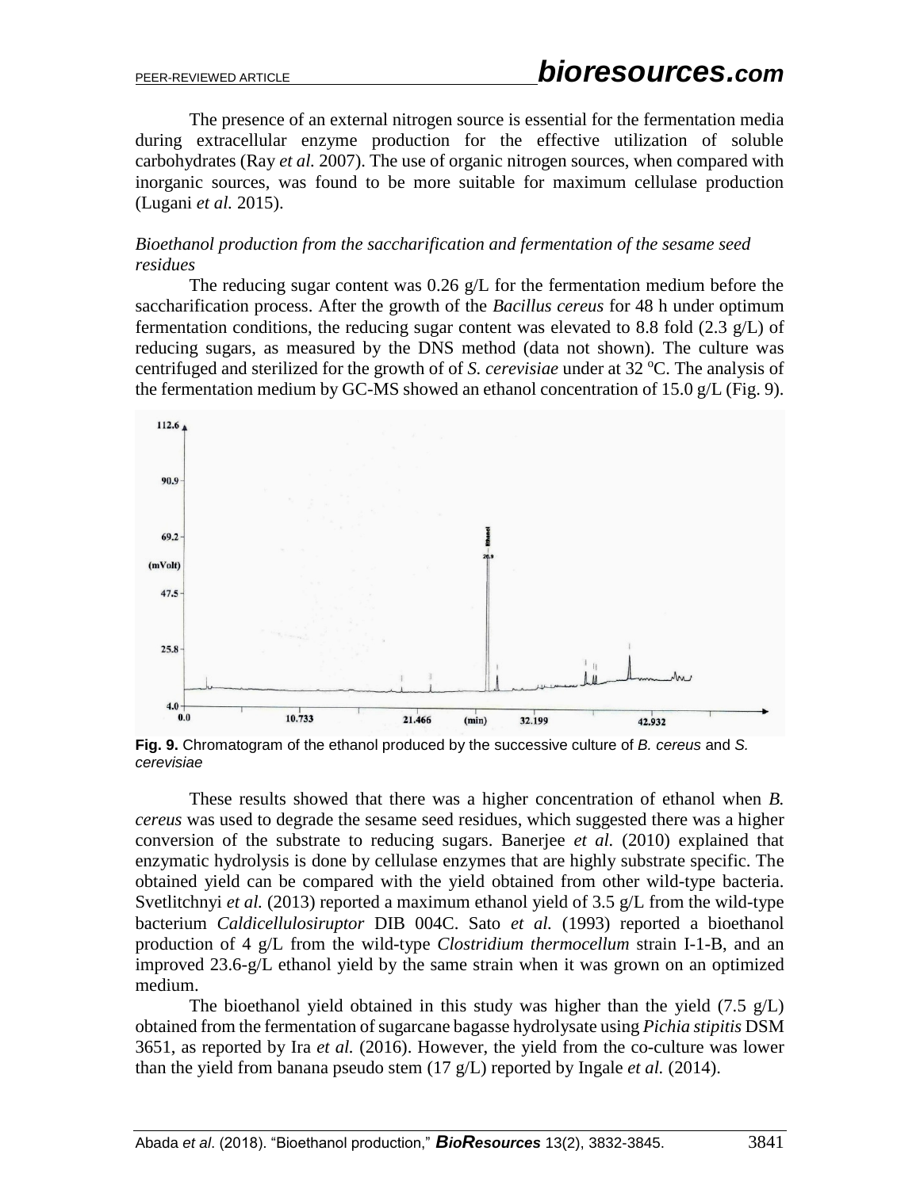The presence of an external nitrogen source is essential for the fermentation media during extracellular enzyme production for the effective utilization of soluble carbohydrates (Ray *et al.* 2007). The use of organic nitrogen sources, when compared with inorganic sources, was found to be more suitable for maximum cellulase production (Lugani *et al.* 2015).

### *Bioethanol production from the saccharification and fermentation of the sesame seed residues*

The reducing sugar content was 0.26 g/L for the fermentation medium before the saccharification process. After the growth of the *Bacillus cereus* for 48 h under optimum fermentation conditions, the reducing sugar content was elevated to 8.8 fold (2.3 g/L) of reducing sugars, as measured by the DNS method (data not shown). The culture was centrifuged and sterilized for the growth of of *S. cerevisiae* under at 32 $^{o}$C. The analysis of the fermentation medium by GC-MS showed an ethanol concentration of 15.0 g/L (Fig. 9).

112.6
90.9
69.2
(mVolt)
47.5
25.8
4.0
0.0
10.733
21.466
(min)
32.199
42.932
Ethanol
26.9

**Fig. 9.** Chromatogram of the ethanol produced by the successive culture of *B. cereus* and *S. cerevisiae*

These results showed that there was a higher concentration of ethanol when *B. cereus* was used to degrade the sesame seed residues, which suggested there was a higher conversion of the substrate to reducing sugars. Banerjee *et al.* (2010) explained that enzymatic hydrolysis is done by cellulase enzymes that are highly substrate specific. The obtained yield can be compared with the yield obtained from other wild-type bacteria. Svetlitchnyi *et al.* (2013) reported a maximum ethanol yield of 3.5 g/L from the wild-type bacterium *Caldicellulosiruptor* DIB 004C. Sato *et al.* (1993) reported a bioethanol production of 4 g/L from the wild-type *Clostridium thermocellum* strain I-1-B, and an improved 23.6-g/L ethanol yield by the same strain when it was grown on an optimized medium.

The bioethanol yield obtained in this study was higher than the yield (7.5 g/L) obtained from the fermentation of sugarcane bagasse hydrolysate using *Pichia stipitis* DSM 3651, as reported by Ira *et al.* (2016). However, the yield from the co-culture was lower than the yield from banana pseudo stem (17 g/L) reported by Ingale *et al.* (2014).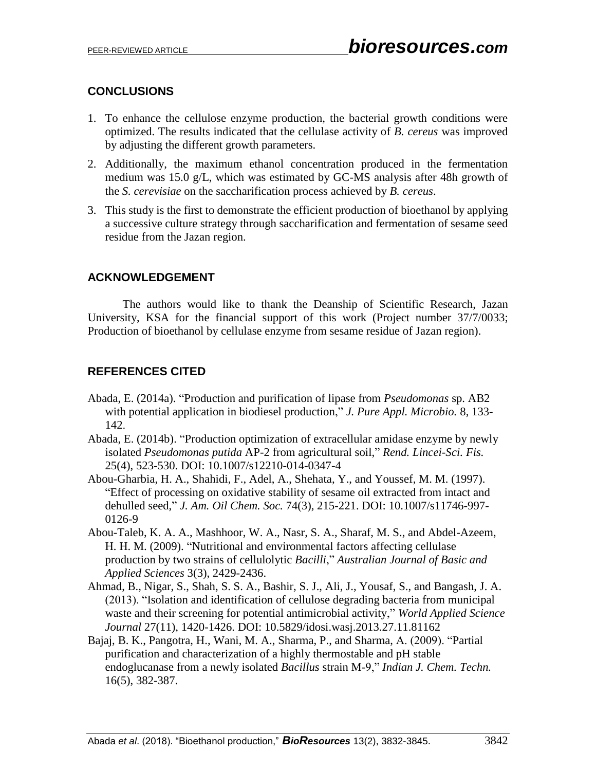## CONCLUSIONS

1. To enhance the cellulose enzyme production, the bacterial growth conditions were optimized. The results indicated that the cellulase activity of *B. cereus* was improved by adjusting the different growth parameters.
2. Additionally, the maximum ethanol concentration produced in the fermentation medium was 15.0 g/L, which was estimated by GC-MS analysis after 48h growth of the *S. cerevisiae* on the saccharification process achieved by *B. cereus*.
3. This study is the first to demonstrate the efficient production of bioethanol by applying a successive culture strategy through saccharification and fermentation of sesame seed residue from the Jazan region.

## ACKNOWLEDGEMENT

The authors would like to thank the Deanship of Scientific Research, Jazan University, KSA for the financial support of this work (Project number 37/7/0033; Production of bioethanol by cellulase enzyme from sesame residue of Jazan region).

## REFERENCES CITED

Abada, E. (2014a). "Production and purification of lipase from *Pseudomonas* sp. AB2 with potential application in biodiesel production," *J. Pure Appl. Microbio.* 8, 133-142.

Abada, E. (2014b). "Production optimization of extracellular amidase enzyme by newly isolated *Pseudomonas putida* AP-2 from agricultural soil," *Rend. Lincei-Sci. Fis.* 25(4), 523-530. DOI: 10.1007/s12210-014-0347-4

Abou-Gharbia, H. A., Shahidi, F., Adel, A., Shehata, Y., and Youssef, M. M. (1997). "Effect of processing on oxidative stability of sesame oil extracted from intact and dehulled seed," *J. Am. Oil Chem. Soc.* 74(3), 215-221. DOI: 10.1007/s11746-997-0126-9

Abou-Taleb, K. A. A., Mashhoor, W. A., Nasr, S. A., Sharaf, M. S., and Abdel-Azeem, H. H. M. (2009). "Nutritional and environmental factors affecting cellulase production by two strains of cellulolytic *Bacilli*," *Australian Journal of Basic and Applied Sciences* 3(3), 2429-2436.

Ahmad, B., Nigar, S., Shah, S. S. A., Bashir, S. J., Ali, J., Yousaf, S., and Bangash, J. A. (2013). "Isolation and identification of cellulose degrading bacteria from municipal waste and their screening for potential antimicrobial activity," *World Applied Science Journal* 27(11), 1420-1426. DOI: 10.5829/idosi.wasj.2013.27.11.81162

Bajaj, B. K., Pangotra, H., Wani, M. A., Sharma, P., and Sharma, A. (2009). "Partial purification and characterization of a highly thermostable and pH stable endoglucanase from a newly isolated *Bacillus* strain M-9," *Indian J. Chem. Techn.* 16(5), 382-387.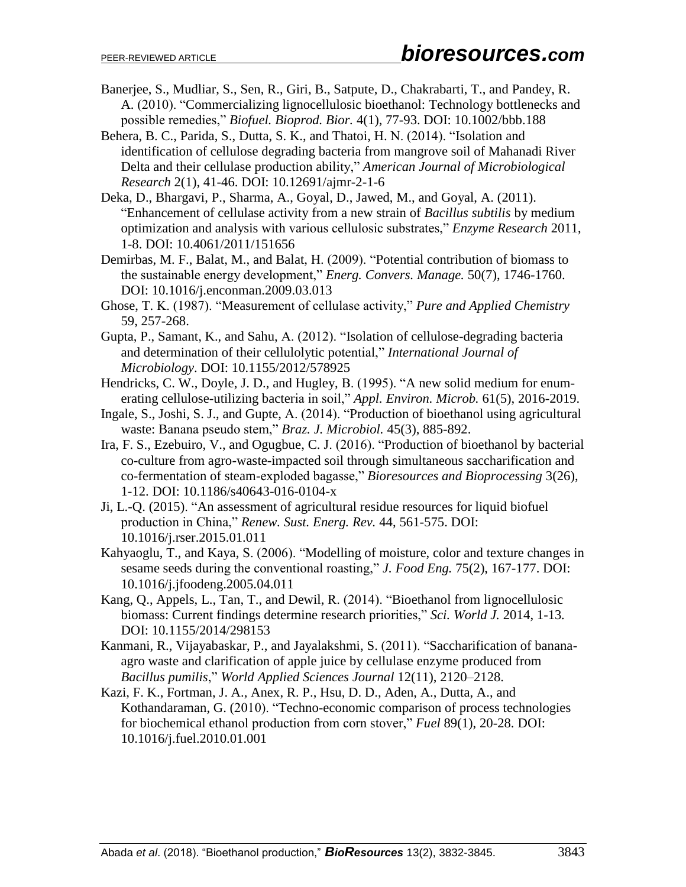Banerjee, S., Mudliar, S., Sen, R., Giri, B., Satpute, D., Chakrabarti, T., and Pandey, R. A. (2010). "Commercializing lignocellulosic bioethanol: Technology bottlenecks and possible remedies," *Biofuel. Bioprod. Bior.* 4(1), 77-93. DOI: 10.1002/bbb.188

Behera, B. C., Parida, S., Dutta, S. K., and Thatoi, H. N. (2014). "Isolation and identification of cellulose degrading bacteria from mangrove soil of Mahanadi River Delta and their cellulase production ability," *American Journal of Microbiological Research* 2(1), 41-46. DOI: 10.12691/ajmr-2-1-6

Deka, D., Bhargavi, P., Sharma, A., Goyal, D., Jawed, M., and Goyal, A. (2011). "Enhancement of cellulase activity from a new strain of *Bacillus subtilis* by medium optimization and analysis with various cellulosic substrates," *Enzyme Research* 2011, 1-8. DOI: 10.4061/2011/151656

Demirbas, M. F., Balat, M., and Balat, H. (2009). "Potential contribution of biomass to the sustainable energy development," *Energ. Convers. Manage.* 50(7), 1746-1760. DOI: 10.1016/j.enconman.2009.03.013

Ghose, T. K. (1987). "Measurement of cellulase activity," *Pure and Applied Chemistry* 59, 257-268.

Gupta, P., Samant, K., and Sahu, A. (2012). "Isolation of cellulose-degrading bacteria and determination of their cellulolytic potential," *International Journal of Microbiology*. DOI: 10.1155/2012/578925

Hendricks, C. W., Doyle, J. D., and Hugley, B. (1995). "A new solid medium for enumerating cellulose-utilizing bacteria in soil," *Appl. Environ. Microb.* 61(5), 2016-2019.

Ingale, S., Joshi, S. J., and Gupte, A. (2014). "Production of bioethanol using agricultural waste: Banana pseudo stem," *Braz. J. Microbiol.* 45(3), 885-892.

Ira, F. S., Ezebuiro, V., and Ogugbue, C. J. (2016). "Production of bioethanol by bacterial co-culture from agro-waste-impacted soil through simultaneous saccharification and co-fermentation of steam-exploded bagasse," *Bioresources and Bioprocessing* 3(26), 1-12. DOI: 10.1186/s40643-016-0104-x

Ji, L.-Q. (2015). "An assessment of agricultural residue resources for liquid biofuel production in China," *Renew. Sust. Energ. Rev.* 44, 561-575. DOI: 10.1016/j.rser.2015.01.011

Kahyaoglu, T., and Kaya, S. (2006). "Modelling of moisture, color and texture changes in sesame seeds during the conventional roasting," *J. Food Eng.* 75(2), 167-177. DOI: 10.1016/j.jfoodeng.2005.04.011

Kang, Q., Appels, L., Tan, T., and Dewil, R. (2014). "Bioethanol from lignocellulosic biomass: Current findings determine research priorities," *Sci. World J.* 2014, 1-13. DOI: 10.1155/2014/298153

Kanmani, R., Vijayabaskar, P., and Jayalakshmi, S. (2011). "Saccharification of banana-agro waste and clarification of apple juice by cellulase enzyme produced from *Bacillus pumilis*," *World Applied Sciences Journal* 12(11), 2120–2128.

Kazi, F. K., Fortman, J. A., Anex, R. P., Hsu, D. D., Aden, A., Dutta, A., and Kothandaraman, G. (2010). "Techno-economic comparison of process technologies for biochemical ethanol production from corn stover," *Fuel* 89(1), 20-28. DOI: 10.1016/j.fuel.2010.01.001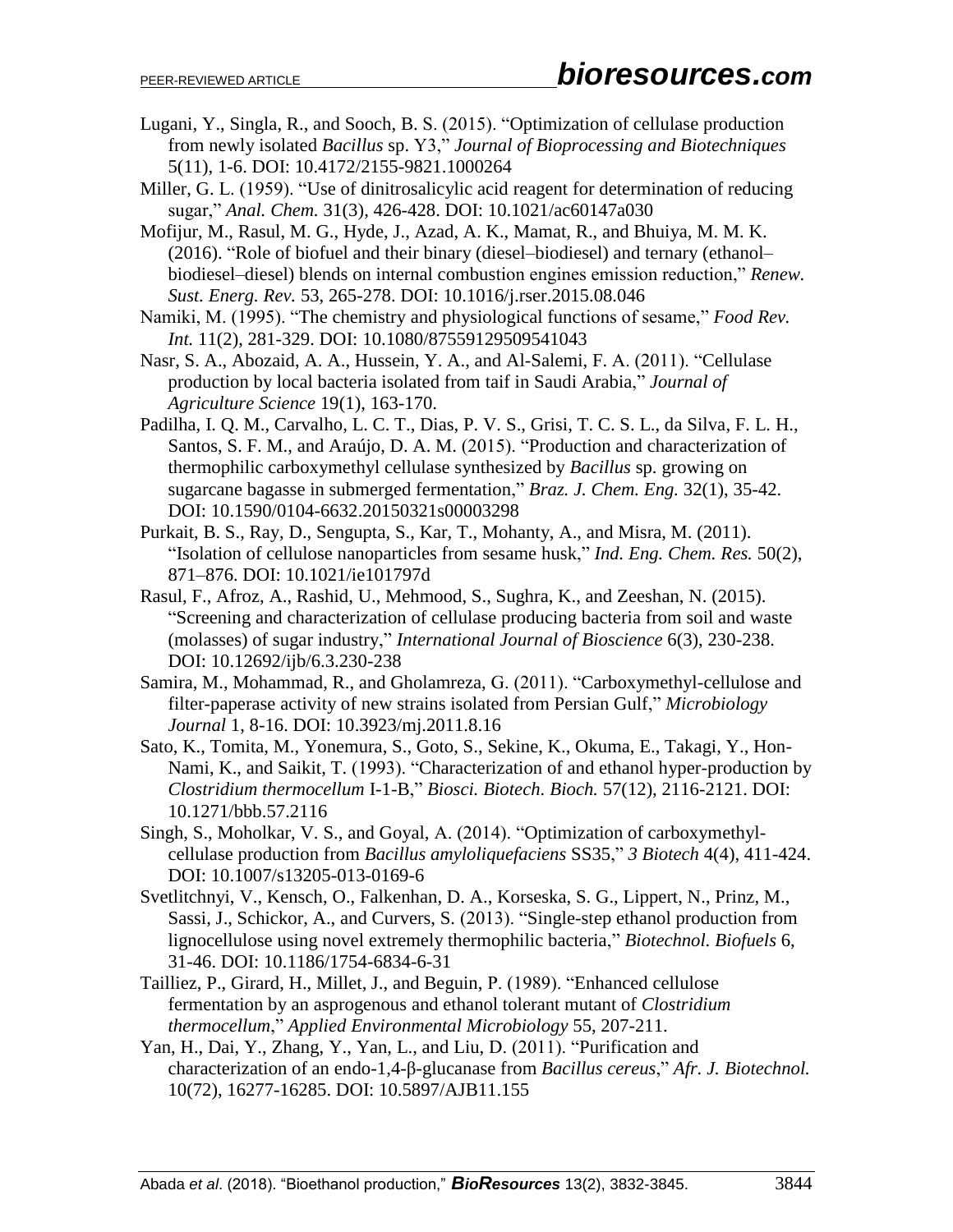Lugani, Y., Singla, R., and Sooch, B. S. (2015). "Optimization of cellulase production from newly isolated *Bacillus* sp. Y3," *Journal of Bioprocessing and Biotechniques* 5(11), 1-6. DOI: 10.4172/2155-9821.1000264

Miller, G. L. (1959). "Use of dinitrosalicylic acid reagent for determination of reducing sugar," *Anal. Chem.* 31(3), 426-428. DOI: 10.1021/ac60147a030

Mofijur, M., Rasul, M. G., Hyde, J., Azad, A. K., Mamat, R., and Bhuiya, M. M. K. (2016). "Role of biofuel and their binary (diesel–biodiesel) and ternary (ethanol–biodiesel–diesel) blends on internal combustion engines emission reduction," *Renew. Sust. Energ. Rev.* 53, 265-278. DOI: 10.1016/j.rser.2015.08.046

Namiki, M. (1995). "The chemistry and physiological functions of sesame," *Food Rev. Int.* 11(2), 281-329. DOI: 10.1080/87559129509541043

Nasr, S. A., Abozaid, A. A., Hussein, Y. A., and Al-Salemi, F. A. (2011). "Cellulase production by local bacteria isolated from taif in Saudi Arabia," *Journal of Agriculture Science* 19(1), 163-170.

Padilha, I. Q. M., Carvalho, L. C. T., Dias, P. V. S., Grisi, T. C. S. L., da Silva, F. L. H., Santos, S. F. M., and Araújo, D. A. M. (2015). "Production and characterization of thermophilic carboxymethyl cellulase synthesized by *Bacillus* sp. growing on sugarcane bagasse in submerged fermentation," *Braz. J. Chem. Eng.* 32(1), 35-42. DOI: 10.1590/0104-6632.20150321s00003298

Purkait, B. S., Ray, D., Sengupta, S., Kar, T., Mohanty, A., and Misra, M. (2011). "Isolation of cellulose nanoparticles from sesame husk," *Ind. Eng. Chem. Res.* 50(2), 871–876. DOI: 10.1021/ie101797d

Rasul, F., Afroz, A., Rashid, U., Mehmood, S., Sughra, K., and Zeeshan, N. (2015). "Screening and characterization of cellulase producing bacteria from soil and waste (molasses) of sugar industry," *International Journal of Bioscience* 6(3), 230-238. DOI: 10.12692/ijb/6.3.230-238

Samira, M., Mohammad, R., and Gholamreza, G. (2011). "Carboxymethyl-cellulose and filter-paperase activity of new strains isolated from Persian Gulf," *Microbiology Journal* 1, 8-16. DOI: 10.3923/mj.2011.8.16

Sato, K., Tomita, M., Yonemura, S., Goto, S., Sekine, K., Okuma, E., Takagi, Y., Hon-Nami, K., and Saikit, T. (1993). "Characterization of and ethanol hyper-production by *Clostridium thermocellum* I-1-B," *Biosci. Biotech. Bioch.* 57(12), 2116-2121. DOI: 10.1271/bbb.57.2116

Singh, S., Moholkar, V. S., and Goyal, A. (2014). "Optimization of carboxymethyl-cellulase production from *Bacillus amyloliquefaciens* SS35," *3 Biotech* 4(4), 411-424. DOI: 10.1007/s13205-013-0169-6

Svetlitchnyi, V., Kensch, O., Falkenhan, D. A., Korseska, S. G., Lippert, N., Prinz, M., Sassi, J., Schickor, A., and Curvers, S. (2013). "Single-step ethanol production from lignocellulose using novel extremely thermophilic bacteria," *Biotechnol. Biofuels* 6, 31-46. DOI: 10.1186/1754-6834-6-31

Tailliez, P., Girard, H., Millet, J., and Beguin, P. (1989). "Enhanced cellulose fermentation by an asprogenous and ethanol tolerant mutant of *Clostridium thermocellum*," *Applied Environmental Microbiology* 55, 207-211.

Yan, H., Dai, Y., Zhang, Y., Yan, L., and Liu, D. (2011). "Purification and characterization of an endo-1,4-β-glucanase from *Bacillus cereus*," *Afr. J. Biotechnol.* 10(72), 16277-16285. DOI: 10.5897/AJB11.155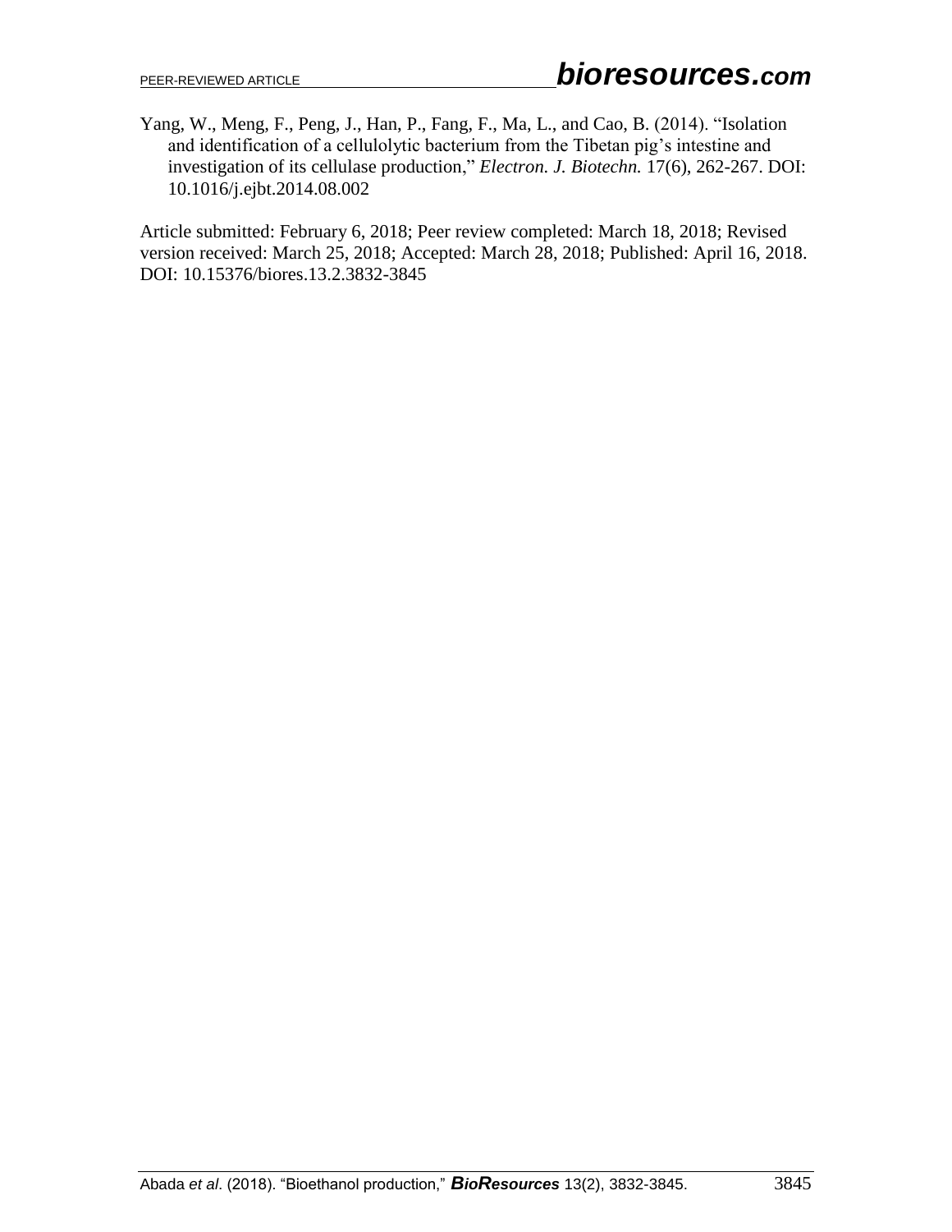Yang, W., Meng, F., Peng, J., Han, P., Fang, F., Ma, L., and Cao, B. (2014). "Isolation and identification of a cellulolytic bacterium from the Tibetan pig's intestine and investigation of its cellulase production," *Electron. J. Biotechn.* 17(6), 262-267. DOI: 10.1016/j.ejbt.2014.08.002

Article submitted: February 6, 2018; Peer review completed: March 18, 2018; Revised version received: March 25, 2018; Accepted: March 28, 2018; Published: April 16, 2018. DOI: 10.15376/biores.13.2.3832-3845